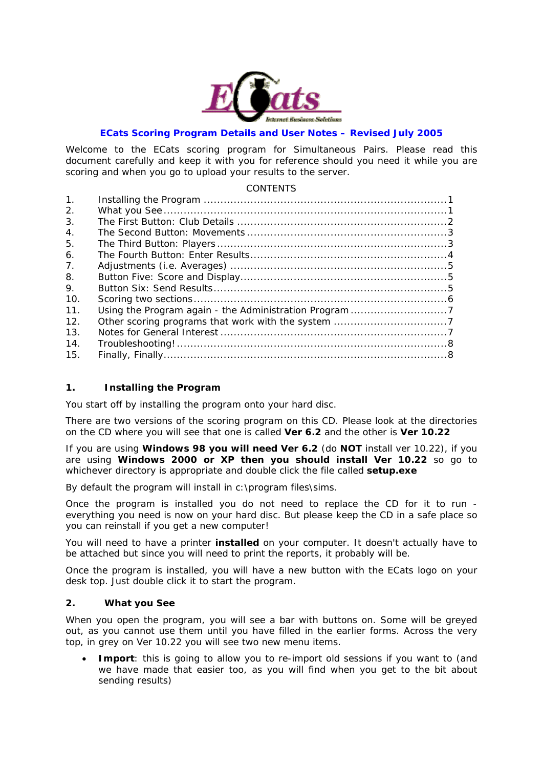# ECats Scoring Program Details and User Notes – Revised July 2005

Welcome to the ECats scoring program for Simultaneous Pairs. Please read this document carefully and keep it with you for reference should you need it while you are scoring and when you go to upload your results to the server.

CONTENTS

1. Installing the Program ........................................................................1
2. What you See ....................................................................................1
3. The First Button: Club Details ..............................................................2
4. The Second Button: Movements ...........................................................3
5. The Third Button: Players ....................................................................3
6. The Fourth Button: Enter Results..........................................................4
7. Adjustments (i.e. Averages) ................................................................5
8. Button Five: Score and Display.............................................................5
9. Button Six: Send Results.....................................................................5
10. Scoring two sections ..........................................................................6
11. Using the Program again - the Administration Program .............................7
12. Other scoring programs that work with the system .................................7
13. Notes for General Interest ...................................................................7
14. Troubleshooting! ................................................................................8
15. Finally, Finally....................................................................................8

## 1. Installing the Program

You start off by installing the program onto your hard disc.

There are two versions of the scoring program on this CD. Please look at the directories on the CD where you will see that one is called **Ver 6.2** and the other is **Ver 10.22**

If you are using **Windows 98 you will need Ver 6.2** (do **NOT** install ver 10.22), if you are using **Windows 2000 or XP then you should install Ver 10.22** so go to whichever directory is appropriate and double click the file called **setup.exe**

By default the program will install in c:\program files\sims.

Once the program is installed you do not need to replace the CD for it to run - everything you need is now on your hard disc. But please keep the CD in a safe place so you can reinstall if you get a new computer!

You will need to have a printer **installed** on your computer. It doesn't actually have to be attached but since you will need to print the reports, it probably will be.

Once the program is installed, you will have a new button with the ECats logo on your desk top. Just double click it to start the program.

## 2. What you See

When you open the program, you will see a bar with buttons on. Some will be greyed out, as you cannot use them until you have filled in the earlier forms. Across the very top, in grey on Ver 10.22 you will see two new menu items.

- **Import**: this is going to allow you to re-import old sessions if you want to (and we have made that easier too, as you will find when you get to the bit about sending results)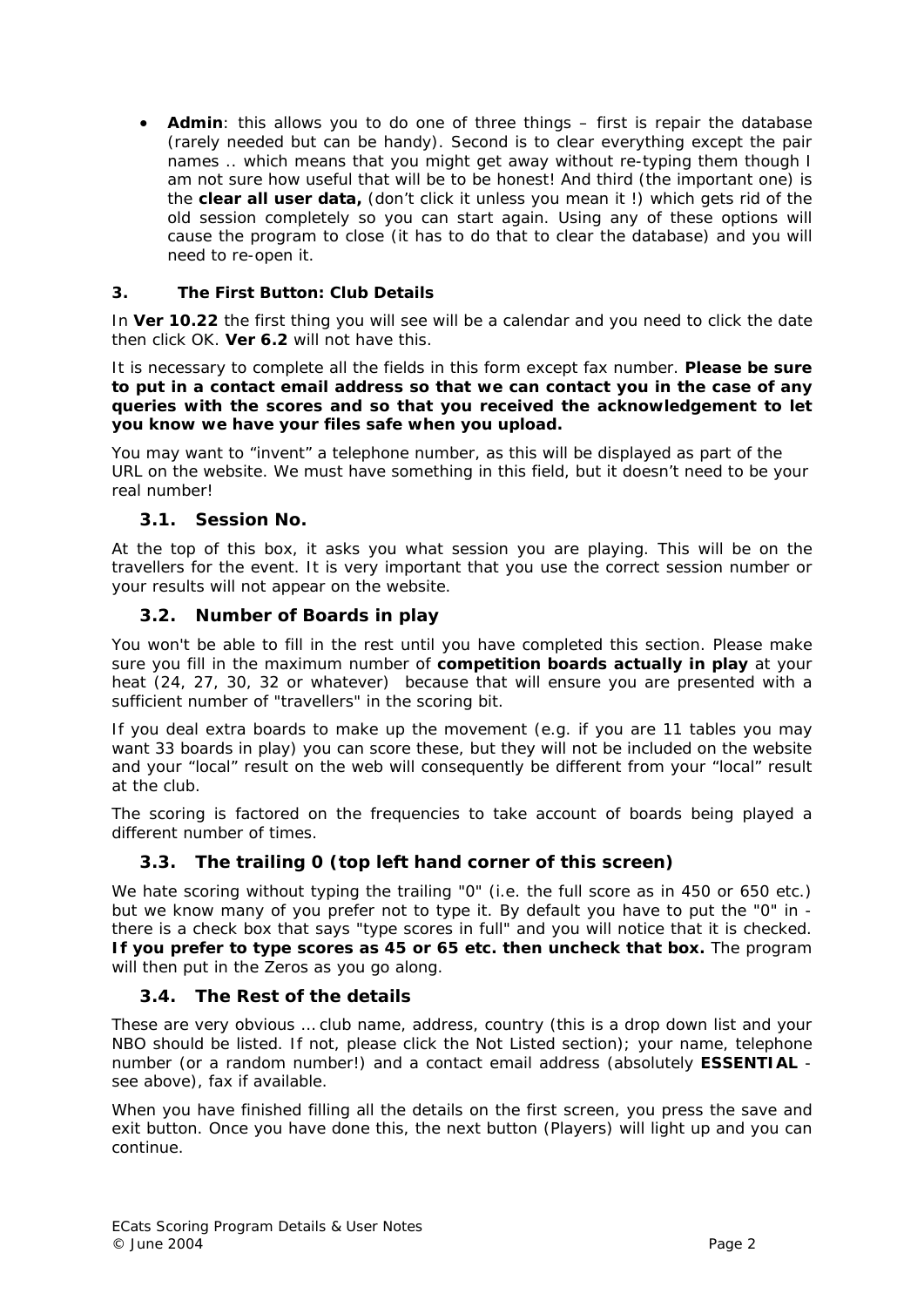- **Admin**: this allows you to do one of three things – first is repair the database (rarely needed but can be handy). Second is to clear everything except the pair names .. which means that you might get away without re-typing them though I am not sure how useful that will be to be honest! And third (the important one) is the **clear all user data,** (don't click it unless you mean it !) which gets rid of the old session completely so you can start again. Using any of these options will cause the program to close (it has to do that to clear the database) and you will need to re-open it.

## 3. The First Button: Club Details

In **Ver 10.22** the first thing you will see will be a calendar and you need to click the date then click OK. **Ver 6.2** will not have this.

It is necessary to complete all the fields in this form except fax number. **Please be sure to put in a contact email address so that we can contact you in the case of any queries with the scores and so that you received the acknowledgement to let you know we have your files safe when you upload.**

You may want to "invent" a telephone number, as this will be displayed as part of the URL on the website. We must have something in this field, but it doesn't need to be your real number!

### 3.1. Session No.

At the top of this box, it asks you what session you are playing. This will be on the travellers for the event. It is very important that you use the correct session number or your results will not appear on the website.

### 3.2. Number of Boards in play

You won't be able to fill in the rest until you have completed this section. Please make sure you fill in the maximum number of **competition boards actually in play** at your heat (24, 27, 30, 32 or whatever) because that will ensure you are presented with a sufficient number of "travellers" in the scoring bit.

If you deal extra boards to make up the movement (e.g. if you are 11 tables you may want 33 boards in play) you can score these, but they will not be included on the website and your "local" result on the web will consequently be different from your "local" result at the club.

The scoring is factored on the frequencies to take account of boards being played a different number of times.

### 3.3. The trailing 0 (top left hand corner of this screen)

We hate scoring without typing the trailing "0" (i.e. the full score as in 450 or 650 etc.) but we know many of you prefer not to type it. By default you have to put the "0" in - there is a check box that says "type scores in full" and you will notice that it is checked. **If you prefer to type scores as 45 or 65 etc. then uncheck that box.** The program will then put in the Zeros as you go along.

### 3.4. The Rest of the details

These are very obvious … club name, address, country (this is a drop down list and your NBO should be listed. If not, please click the Not Listed section); your name, telephone number (or a random number!) and a contact email address (absolutely **ESSENTIAL** - see above), fax if available.

When you have finished filling all the details on the first screen, you press the save and exit button. Once you have done this, the next button (Players) will light up and you can continue.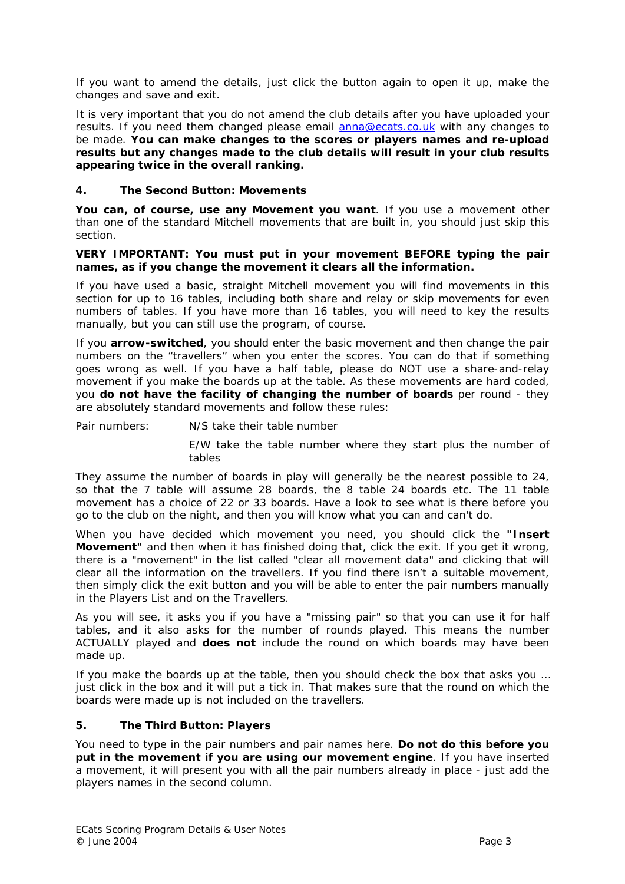If you want to amend the details, just click the button again to open it up, make the changes and save and exit.

It is very important that you do not amend the club details after you have uploaded your results. If you need them changed please email [anna@ecats.co.uk](mailto:anna@ecats.co.uk) with any changes to be made. **You can make changes to the scores or players names and re-upload results but any changes made to the club details will result in your club results appearing twice in the overall ranking.**

## 4. The Second Button: Movements

**You can, of course, use any Movement you want**. If you use a movement other than one of the standard Mitchell movements that are built in, you should just skip this section.

**VERY IMPORTANT: You must put in your movement BEFORE typing the pair names, as if you change the movement it clears all the information.**

If you have used a basic, straight Mitchell movement you will find movements in this section for up to 16 tables, including both share and relay or skip movements for even numbers of tables. If you have more than 16 tables, you will need to key the results manually, but you can still use the program, of course.

If you **arrow-switched**, you should enter the basic movement and then change the pair numbers on the "travellers" when you enter the scores. You can do that if something goes wrong as well. If you have a half table, please do NOT use a share-and-relay movement if you make the boards up at the table. As these movements are hard coded, you **do not have the facility of changing the number of boards** per round - they are absolutely standard movements and follow these rules:

Pair numbers: N/S take their table number

E/W take the table number where they start plus the number of tables

They assume the number of boards in play will generally be the nearest possible to 24, so that the 7 table will assume 28 boards, the 8 table 24 boards etc. The 11 table movement has a choice of 22 or 33 boards. Have a look to see what is there before you go to the club on the night, and then you will know what you can and can't do.

When you have decided which movement you need, you should click the **"Insert Movement"** and then when it has finished doing that, click the exit. If you get it wrong, there is a "movement" in the list called "clear all movement data" and clicking that will clear all the information on the travellers. If you find there isn't a suitable movement, then simply click the exit button and you will be able to enter the pair numbers manually in the Players List and on the Travellers.

As you will see, it asks you if you have a "missing pair" so that you can use it for half tables, and it also asks for the number of rounds played. This means the number ACTUALLY played and **does not** include the round on which boards may have been made up.

If you make the boards up at the table, then you should check the box that asks you … just click in the box and it will put a tick in. That makes sure that the round on which the boards were made up is not included on the travellers.

## 5. The Third Button: Players

You need to type in the pair numbers and pair names here. **Do not do this before you put in the movement if you are using our movement engine**. If you have inserted a movement, it will present you with all the pair numbers already in place - just add the players names in the second column.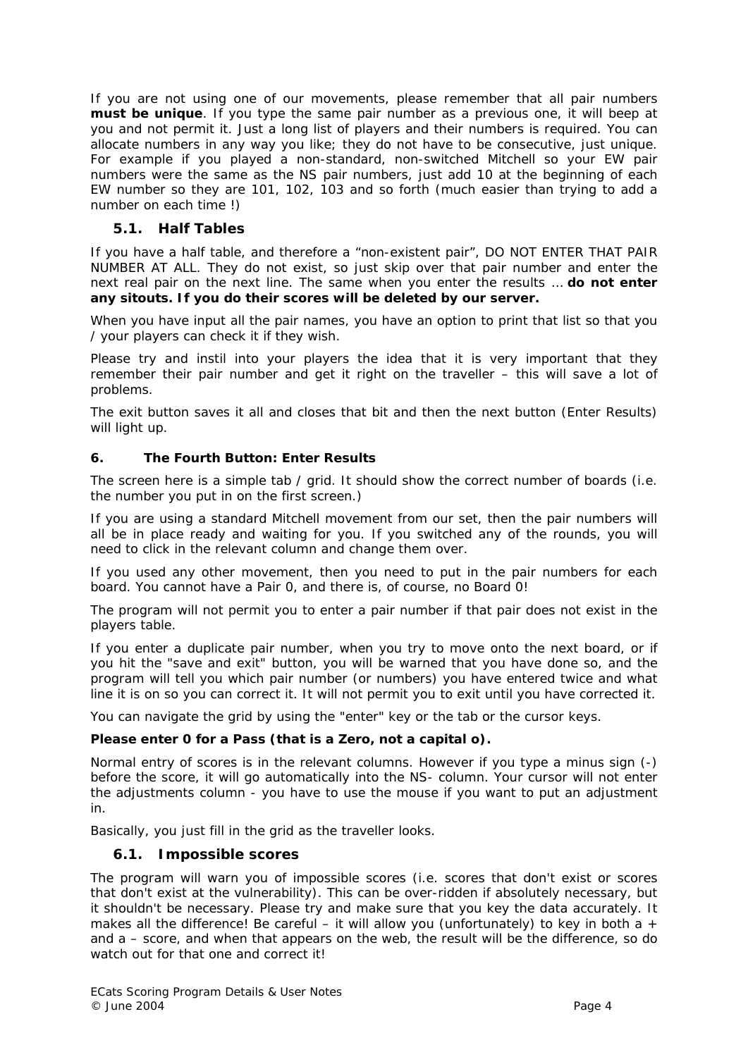If you are not using one of our movements, please remember that all pair numbers **must be unique**. If you type the same pair number as a previous one, it will beep at you and not permit it. Just a long list of players and their numbers is required. You can allocate numbers in any way you like; they do not have to be consecutive, just unique. For example if you played a non-standard, non-switched Mitchell so your EW pair numbers were the same as the NS pair numbers, just add 10 at the beginning of each EW number so they are 101, 102, 103 and so forth (much easier than trying to add a number on each time !)

### 5.1. Half Tables

If you have a half table, and therefore a "non-existent pair", DO NOT ENTER THAT PAIR NUMBER AT ALL. They do not exist, so just skip over that pair number and enter the next real pair on the next line. The same when you enter the results … **do not enter any sitouts. If you do their scores will be deleted by our server.**

When you have input all the pair names, you have an option to print that list so that you / your players can check it if they wish.

Please try and instil into your players the idea that it is very important that they remember their pair number and get it right on the traveller – this will save a lot of problems.

The exit button saves it all and closes that bit and then the next button (Enter Results) will light up.

## 6. The Fourth Button: Enter Results

The screen here is a simple tab / grid. It should show the correct number of boards (i.e. the number you put in on the first screen.)

If you are using a standard Mitchell movement from our set, then the pair numbers will all be in place ready and waiting for you. If you switched any of the rounds, you will need to click in the relevant column and change them over.

If you used any other movement, then you need to put in the pair numbers for each board. You cannot have a Pair 0, and there is, of course, no Board 0!

The program will not permit you to enter a pair number if that pair does not exist in the players table.

If you enter a duplicate pair number, when you try to move onto the next board, or if you hit the "save and exit" button, you will be warned that you have done so, and the program will tell you which pair number (or numbers) you have entered twice and what line it is on so you can correct it. It will not permit you to exit until you have corrected it.

You can navigate the grid by using the "enter" key or the tab or the cursor keys.

**Please enter 0 for a Pass (that is a Zero, not a capital o).**

Normal entry of scores is in the relevant columns. However if you type a minus sign (-) before the score, it will go automatically into the NS- column. Your cursor will not enter the adjustments column - you have to use the mouse if you want to put an adjustment in.

Basically, you just fill in the grid as the traveller looks.

### 6.1. Impossible scores

The program will warn you of impossible scores (i.e. scores that don't exist or scores that don't exist at the vulnerability). This can be over-ridden if absolutely necessary, but it shouldn't be necessary. Please try and make sure that you key the data accurately. It makes all the difference! Be careful – it will allow you (unfortunately) to key in both a + and a – score, and when that appears on the web, the result will be the difference, so do watch out for that one and correct it!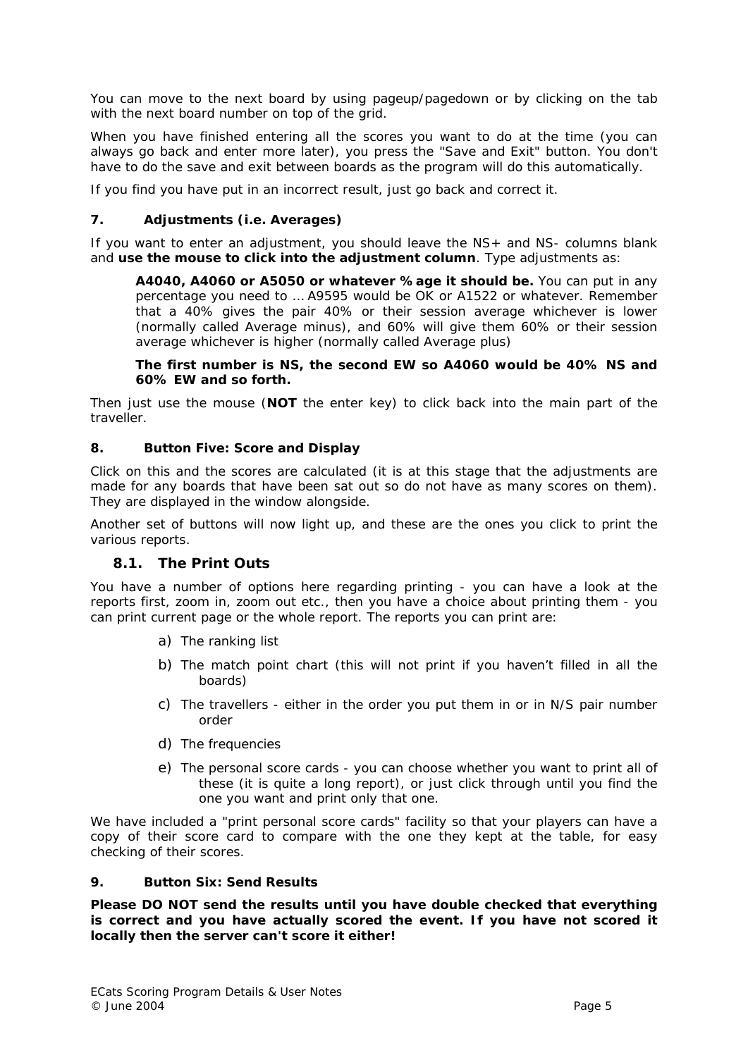You can move to the next board by using pageup/pagedown or by clicking on the tab with the next board number on top of the grid.

When you have finished entering all the scores you want to do at the time (you can always go back and enter more later), you press the "Save and Exit" button. You don't have to do the save and exit between boards as the program will do this automatically.

If you find you have put in an incorrect result, just go back and correct it.

### 7. Adjustments (i.e. Averages)

If you want to enter an adjustment, you should leave the NS+ and NS- columns blank and **use the mouse to click into the adjustment column**. Type adjustments as:

> **A4040, A4060 or A5050 or whatever %age it should be.** You can put in any percentage you need to … A9595 would be OK or A1522 or whatever. Remember that a 40% gives the pair 40% or their session average whichever is lower (normally called Average minus), and 60% will give them 60% or their session average whichever is higher (normally called Average plus)
>
> **The first number is NS, the second EW so A4060 would be 40% NS and 60% EW and so forth.**

Then just use the mouse (**NOT** the enter key) to click back into the main part of the traveller.

### 8. Button Five: Score and Display

Click on this and the scores are calculated (it is at this stage that the adjustments are made for any boards that have been sat out so do not have as many scores on them). They are displayed in the window alongside.

Another set of buttons will now light up, and these are the ones you click to print the various reports.

#### 8.1. The Print Outs

You have a number of options here regarding printing - you can have a look at the reports first, zoom in, zoom out etc., then you have a choice about printing them - you can print current page or the whole report. The reports you can print are:

a) The ranking list

b) The match point chart (this will not print if you haven't filled in all the boards)

c) The travellers - either in the order you put them in or in N/S pair number order

d) The frequencies

e) The personal score cards - you can choose whether you want to print all of these (it is quite a long report), or just click through until you find the one you want and print only that one.

We have included a "print personal score cards" facility so that your players can have a copy of their score card to compare with the one they kept at the table, for easy checking of their scores.

### 9. Button Six: Send Results

**Please DO NOT send the results until you have double checked that everything is correct and you have actually scored the event. If you have not scored it locally then the server can't score it either!**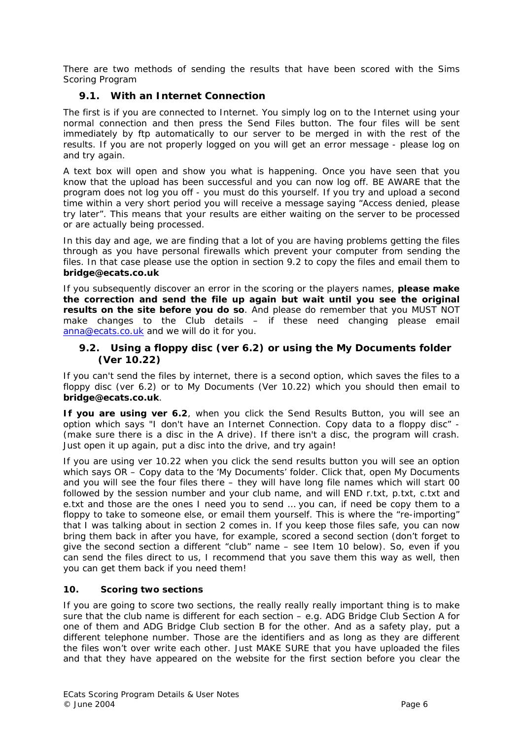There are two methods of sending the results that have been scored with the Sims Scoring Program

### 9.1. With an Internet Connection

The first is if you are connected to Internet. You simply log on to the Internet using your normal connection and then press the Send Files button. The four files will be sent immediately by ftp automatically to our server to be merged in with the rest of the results. If you are not properly logged on you will get an error message - please log on and try again.

A text box will open and show you what is happening. Once you have seen that you know that the upload has been successful and you can now log off. BE AWARE that the program does not log you off - you must do this yourself. If you try and upload a second time within a very short period you will receive a message saying "Access denied, please try later". This means that your results are either waiting on the server to be processed or are actually being processed.

In this day and age, we are finding that a lot of you are having problems getting the files through as you have personal firewalls which prevent your computer from sending the files. In that case please use the option in section 9.2 to copy the files and email them to **bridge@ecats.co.uk**

If you subsequently discover an error in the scoring or the players names, **please make the correction and send the file up again but wait until you see the original results on the site before you do so**. And please do remember that you MUST NOT make changes to the Club details – if these need changing please email anna@ecats.co.uk and we will do it for you.

### 9.2. Using a floppy disc (ver 6.2) or using the My Documents folder (Ver 10.22)

If you can't send the files by internet, there is a second option, which saves the files to a floppy disc (ver 6.2) or to My Documents (Ver 10.22) which you should then email to **bridge@ecats.co.uk**.

**If you are using ver 6.2**, when you click the Send Results Button, you will see an option which says "I don't have an Internet Connection. Copy data to a floppy disc" - (make sure there is a disc in the A drive). If there isn't a disc, the program will crash. Just open it up again, put a disc into the drive, and try again!

If you are using ver 10.22 when you click the send results button you will see an option which says OR – Copy data to the 'My Documents' folder. Click that, open My Documents and you will see the four files there – they will have long file names which will start 00 followed by the session number and your club name, and will END r.txt, p.txt, c.txt and e.txt and those are the ones I need you to send … you can, if need be copy them to a floppy to take to someone else, or email them yourself. This is where the "re-importing" that I was talking about in section 2 comes in. If you keep those files safe, you can now bring them back in after you have, for example, scored a second section (don't forget to give the second section a different "club" name – see Item 10 below). So, even if you can send the files direct to us, I recommend that you save them this way as well, then you can get them back if you need them!

### 10. Scoring two sections

If you are going to score two sections, the really really really important thing is to make sure that the club name is different for each section – e.g. ADG Bridge Club Section A for one of them and ADG Bridge Club section B for the other. And as a safety play, put a different telephone number. Those are the identifiers and as long as they are different the files won't over write each other. Just MAKE SURE that you have uploaded the files and that they have appeared on the website for the first section before you clear the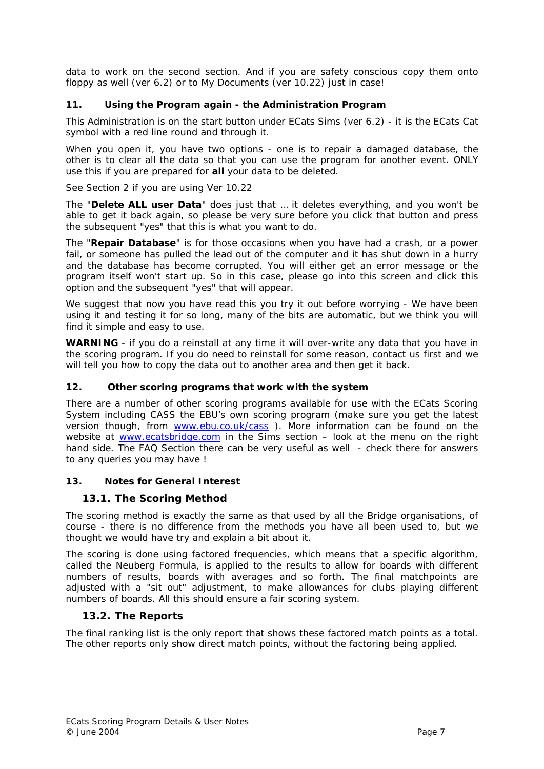data to work on the second section. And if you are safety conscious copy them onto floppy as well (ver 6.2) or to My Documents (ver 10.22) just in case!

## 11. Using the Program again - the Administration Program

This Administration is on the start button under ECats Sims (ver 6.2) - it is the ECats Cat symbol with a red line round and through it.

When you open it, you have two options - one is to repair a damaged database, the other is to clear all the data so that you can use the program for another event. ONLY use this if you are prepared for **all** your data to be deleted.

See Section 2 if you are using Ver 10.22

The "**Delete ALL user Data**" does just that … it deletes everything, and you won't be able to get it back again, so please be very sure before you click that button and press the subsequent "yes" that this is what you want to do.

The "**Repair Database**" is for those occasions when you have had a crash, or a power fail, or someone has pulled the lead out of the computer and it has shut down in a hurry and the database has become corrupted. You will either get an error message or the program itself won't start up. So in this case, please go into this screen and click this option and the subsequent "yes" that will appear.

We suggest that now you have read this you try it out before worrying - We have been using it and testing it for so long, many of the bits are automatic, but we think you will find it simple and easy to use.

**WARNING** - if you do a reinstall at any time it will over-write any data that you have in the scoring program. If you do need to reinstall for some reason, contact us first and we will tell you how to copy the data out to another area and then get it back.

## 12. Other scoring programs that work with the system

There are a number of other scoring programs available for use with the ECats Scoring System including CASS the EBU's own scoring program (make sure you get the latest version though, from www.ebu.co.uk/cass ). More information can be found on the website at www.ecatsbridge.com in the Sims section – look at the menu on the right hand side. The FAQ Section there can be very useful as well - check there for answers to any queries you may have !

## 13. Notes for General Interest

### 13.1. The Scoring Method

The scoring method is exactly the same as that used by all the Bridge organisations, of course - there is no difference from the methods you have all been used to, but we thought we would have try and explain a bit about it.

The scoring is done using factored frequencies, which means that a specific algorithm, called the Neuberg Formula, is applied to the results to allow for boards with different numbers of results, boards with averages and so forth. The final matchpoints are adjusted with a "sit out" adjustment, to make allowances for clubs playing different numbers of boards. All this should ensure a fair scoring system.

### 13.2. The Reports

The final ranking list is the only report that shows these factored match points as a total. The other reports only show direct match points, without the factoring being applied.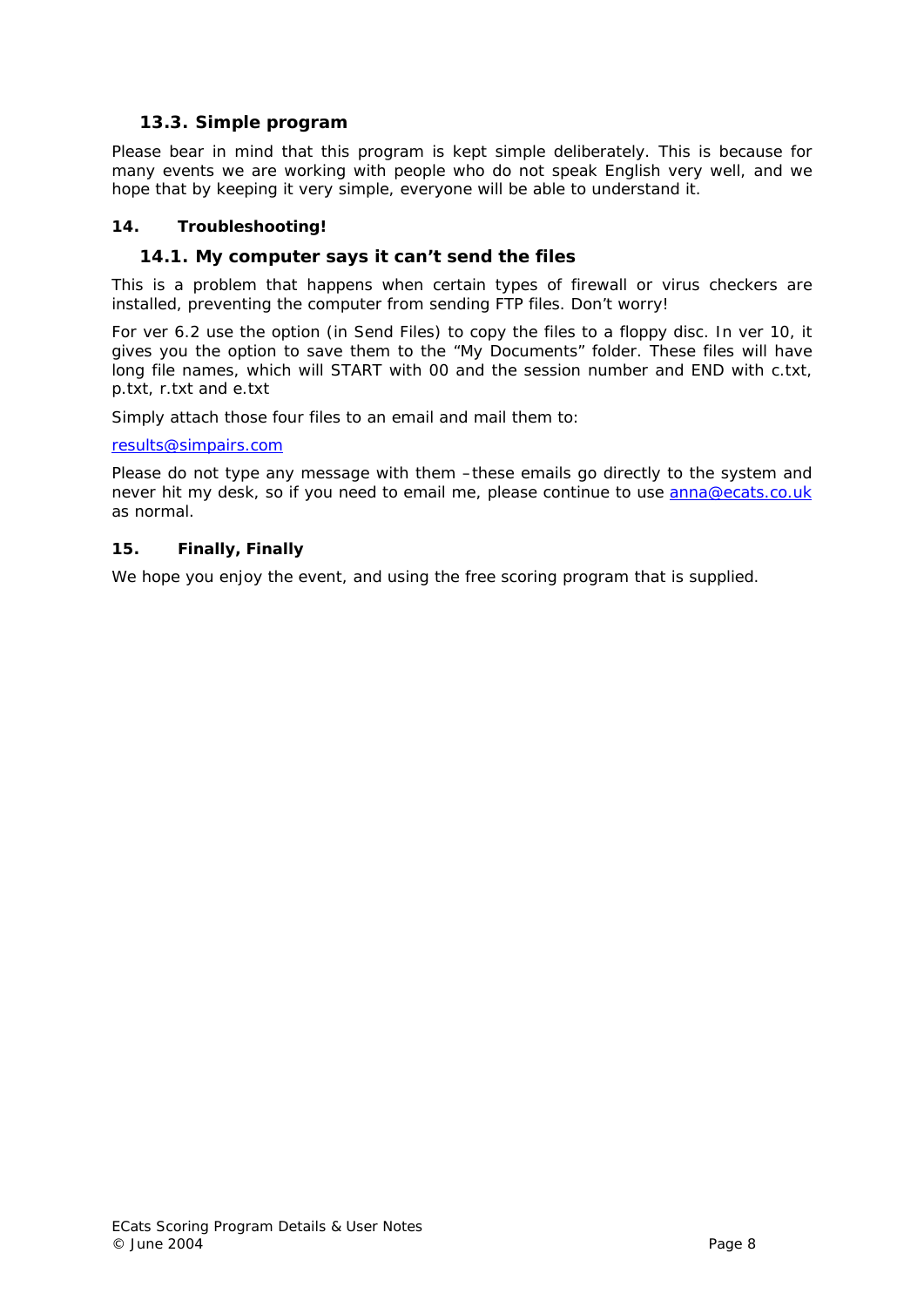### 13.3. Simple program

Please bear in mind that this program is kept simple deliberately. This is because for many events we are working with people who do not speak English very well, and we hope that by keeping it very simple, everyone will be able to understand it.

## 14. Troubleshooting!

### 14.1. My computer says it can’t send the files

This is a problem that happens when certain types of firewall or virus checkers are installed, preventing the computer from sending FTP files. Don’t worry!

For ver 6.2 use the option (in Send Files) to copy the files to a floppy disc. In ver 10, it gives you the option to save them to the “My Documents” folder. These files will have long file names, which will START with 00 and the session number and END with c.txt, p.txt, r.txt and e.txt

Simply attach those four files to an email and mail them to:

results@simpairs.com

Please do not type any message with them –these emails go directly to the system and never hit my desk, so if you need to email me, please continue to use anna@ecats.co.uk as normal.

## 15. Finally, Finally

We hope you enjoy the event, and using the free scoring program that is supplied.